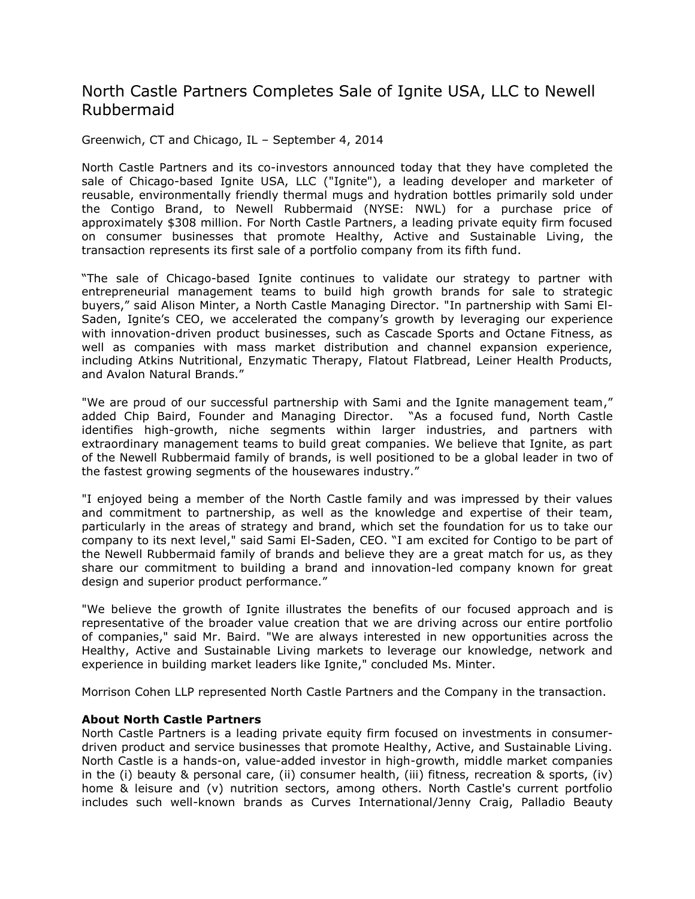# North Castle Partners Completes Sale of Ignite USA, LLC to Newell Rubbermaid

Greenwich, CT and Chicago, IL – September 4, 2014

North Castle Partners and its co-investors announced today that they have completed the sale of Chicago-based Ignite USA, LLC ("Ignite"), a leading developer and marketer of reusable, environmentally friendly thermal mugs and hydration bottles primarily sold under the Contigo Brand, to Newell Rubbermaid (NYSE: NWL) for a purchase price of approximately $308 million. For North Castle Partners, a leading private equity firm focused on consumer businesses that promote Healthy, Active and Sustainable Living, the transaction represents its first sale of a portfolio company from its fifth fund.

"The sale of Chicago-based Ignite continues to validate our strategy to partner with entrepreneurial management teams to build high growth brands for sale to strategic buyers," said Alison Minter, a North Castle Managing Director. "In partnership with Sami El-Saden, Ignite's CEO, we accelerated the company's growth by leveraging our experience with innovation-driven product businesses, such as Cascade Sports and Octane Fitness, as well as companies with mass market distribution and channel expansion experience, including Atkins Nutritional, Enzymatic Therapy, Flatout Flatbread, Leiner Health Products, and Avalon Natural Brands."

"We are proud of our successful partnership with Sami and the Ignite management team," added Chip Baird, Founder and Managing Director. "As a focused fund, North Castle identifies high-growth, niche segments within larger industries, and partners with extraordinary management teams to build great companies. We believe that Ignite, as part of the Newell Rubbermaid family of brands, is well positioned to be a global leader in two of the fastest growing segments of the housewares industry."

"I enjoyed being a member of the North Castle family and was impressed by their values and commitment to partnership, as well as the knowledge and expertise of their team, particularly in the areas of strategy and brand, which set the foundation for us to take our company to its next level," said Sami El-Saden, CEO. "I am excited for Contigo to be part of the Newell Rubbermaid family of brands and believe they are a great match for us, as they share our commitment to building a brand and innovation-led company known for great design and superior product performance."

"We believe the growth of Ignite illustrates the benefits of our focused approach and is representative of the broader value creation that we are driving across our entire portfolio of companies," said Mr. Baird. "We are always interested in new opportunities across the Healthy, Active and Sustainable Living markets to leverage our knowledge, network and experience in building market leaders like Ignite," concluded Ms. Minter.

Morrison Cohen LLP represented North Castle Partners and the Company in the transaction.

**About North Castle Partners**

North Castle Partners is a leading private equity firm focused on investments in consumer-driven product and service businesses that promote Healthy, Active, and Sustainable Living. North Castle is a hands-on, value-added investor in high-growth, middle market companies in the (i) beauty & personal care, (ii) consumer health, (iii) fitness, recreation & sports, (iv) home & leisure and (v) nutrition sectors, among others. North Castle's current portfolio includes such well-known brands as Curves International/Jenny Craig, Palladio Beauty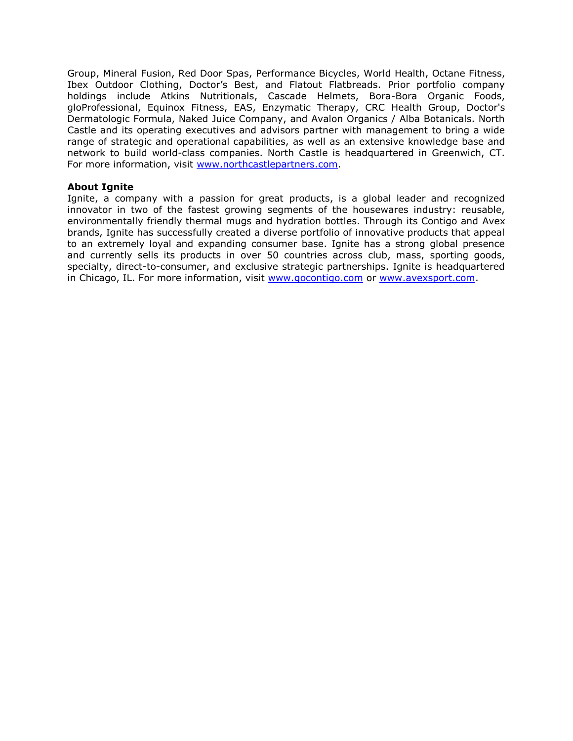Group, Mineral Fusion, Red Door Spas, Performance Bicycles, World Health, Octane Fitness, Ibex Outdoor Clothing, Doctor's Best, and Flatout Flatbreads. Prior portfolio company holdings include Atkins Nutritionals, Cascade Helmets, Bora-Bora Organic Foods, gloProfessional, Equinox Fitness, EAS, Enzymatic Therapy, CRC Health Group, Doctor's Dermatologic Formula, Naked Juice Company, and Avalon Organics / Alba Botanicals. North Castle and its operating executives and advisors partner with management to bring a wide range of strategic and operational capabilities, as well as an extensive knowledge base and network to build world-class companies. North Castle is headquartered in Greenwich, CT. For more information, visit [www.northcastlepartners.com](www.northcastlepartners.com).

**About Ignite**

Ignite, a company with a passion for great products, is a global leader and recognized innovator in two of the fastest growing segments of the housewares industry: reusable, environmentally friendly thermal mugs and hydration bottles. Through its Contigo and Avex brands, Ignite has successfully created a diverse portfolio of innovative products that appeal to an extremely loyal and expanding consumer base. Ignite has a strong global presence and currently sells its products in over 50 countries across club, mass, sporting goods, specialty, direct-to-consumer, and exclusive strategic partnerships. Ignite is headquartered in Chicago, IL. For more information, visit [www.gocontigo.com](www.gocontigo.com) or [www.avexsport.com](www.avexsport.com).